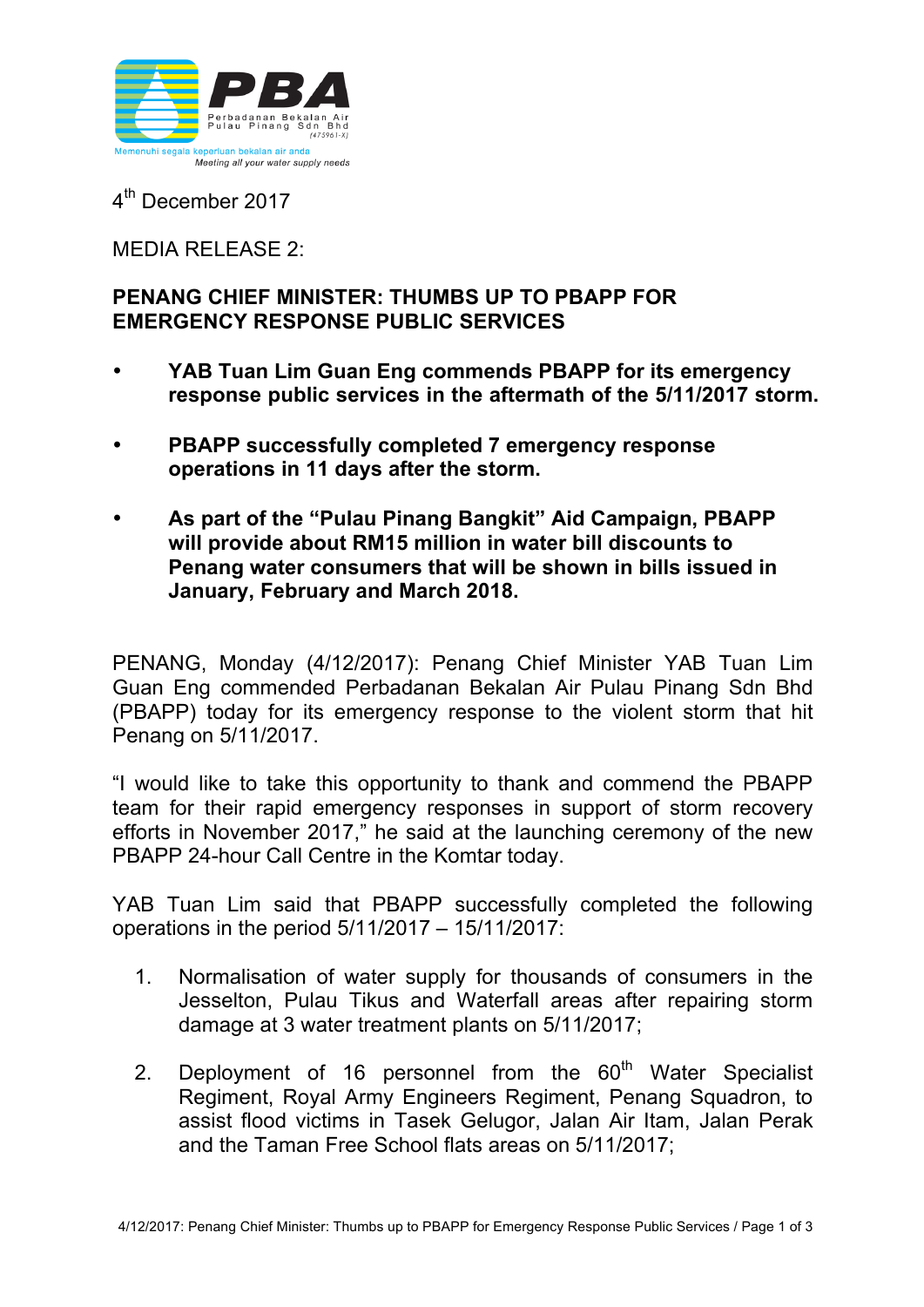PBA

Perbadanan Bekalan Air Pulau Pinang Sdn Bhd (475961-X)

Memenuhi segala keperluan bekalan air anda

*Meeting all your water supply needs*

4th December 2017

MEDIA RELEASE 2:

**PENANG CHIEF MINISTER: THUMBS UP TO PBAPP FOR EMERGENCY RESPONSE PUBLIC SERVICES**

- **YAB Tuan Lim Guan Eng commends PBAPP for its emergency response public services in the aftermath of the 5/11/2017 storm.**
- **PBAPP successfully completed 7 emergency response operations in 11 days after the storm.**
- **As part of the "Pulau Pinang Bangkit" Aid Campaign, PBAPP will provide about RM15 million in water bill discounts to Penang water consumers that will be shown in bills issued in January, February and March 2018.**

PENANG, Monday (4/12/2017): Penang Chief Minister YAB Tuan Lim Guan Eng commended Perbadanan Bekalan Air Pulau Pinang Sdn Bhd (PBAPP) today for its emergency response to the violent storm that hit Penang on 5/11/2017.

"I would like to take this opportunity to thank and commend the PBAPP team for their rapid emergency responses in support of storm recovery efforts in November 2017," he said at the launching ceremony of the new PBAPP 24-hour Call Centre in the Komtar today.

YAB Tuan Lim said that PBAPP successfully completed the following operations in the period 5/11/2017 – 15/11/2017:

1. Normalisation of water supply for thousands of consumers in the Jesselton, Pulau Tikus and Waterfall areas after repairing storm damage at 3 water treatment plants on 5/11/2017;
2. Deployment of 16 personnel from the 60th Water Specialist Regiment, Royal Army Engineers Regiment, Penang Squadron, to assist flood victims in Tasek Gelugor, Jalan Air Itam, Jalan Perak and the Taman Free School flats areas on 5/11/2017;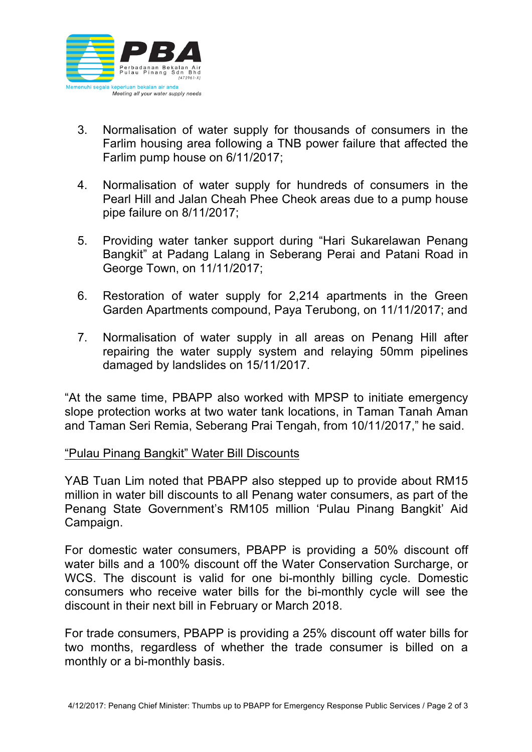3. Normalisation of water supply for thousands of consumers in the Farlim housing area following a TNB power failure that affected the Farlim pump house on 6/11/2017;

4. Normalisation of water supply for hundreds of consumers in the Pearl Hill and Jalan Cheah Phee Cheok areas due to a pump house pipe failure on 8/11/2017;

5. Providing water tanker support during "Hari Sukarelawan Penang Bangkit" at Padang Lalang in Seberang Perai and Patani Road in George Town, on 11/11/2017;

6. Restoration of water supply for 2,214 apartments in the Green Garden Apartments compound, Paya Terubong, on 11/11/2017; and

7. Normalisation of water supply in all areas on Penang Hill after repairing the water supply system and relaying 50mm pipelines damaged by landslides on 15/11/2017.

"At the same time, PBAPP also worked with MPSP to initiate emergency slope protection works at two water tank locations, in Taman Tanah Aman and Taman Seri Remia, Seberang Prai Tengah, from 10/11/2017," he said.

<u>"Pulau Pinang Bangkit" Water Bill Discounts</u>

YAB Tuan Lim noted that PBAPP also stepped up to provide about RM15 million in water bill discounts to all Penang water consumers, as part of the Penang State Government's RM105 million 'Pulau Pinang Bangkit' Aid Campaign.

For domestic water consumers, PBAPP is providing a 50% discount off water bills and a 100% discount off the Water Conservation Surcharge, or WCS. The discount is valid for one bi-monthly billing cycle. Domestic consumers who receive water bills for the bi-monthly cycle will see the discount in their next bill in February or March 2018.

For trade consumers, PBAPP is providing a 25% discount off water bills for two months, regardless of whether the trade consumer is billed on a monthly or a bi-monthly basis.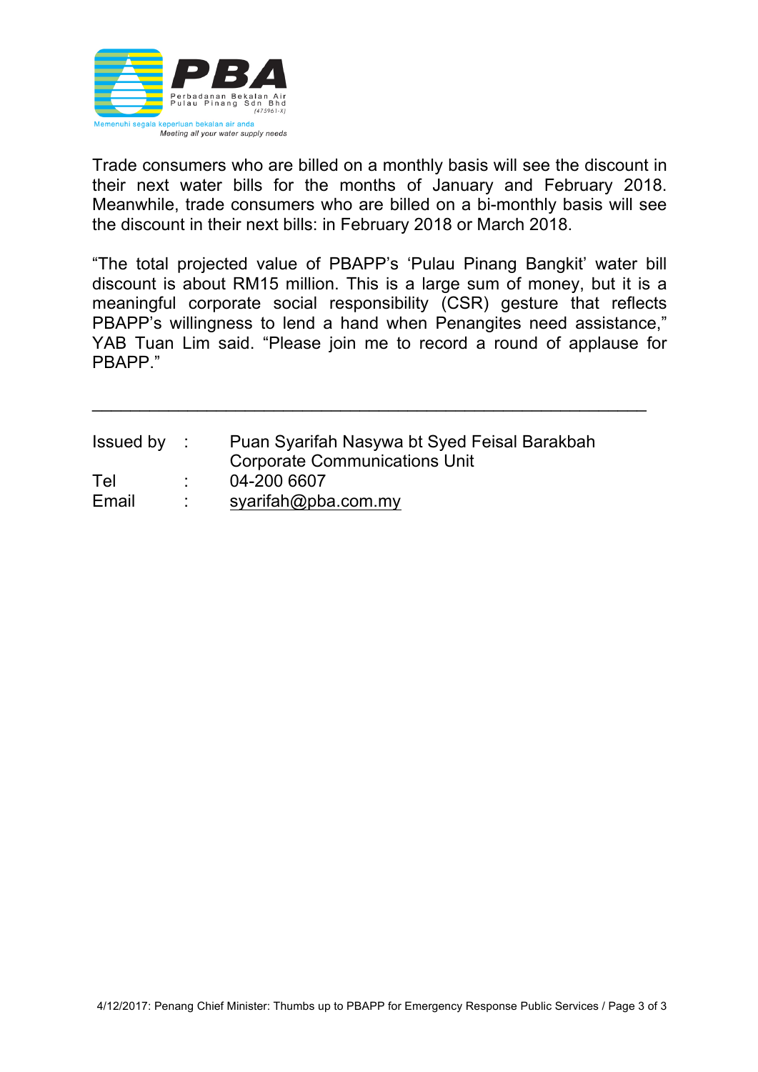Trade consumers who are billed on a monthly basis will see the discount in their next water bills for the months of January and February 2018. Meanwhile, trade consumers who are billed on a bi-monthly basis will see the discount in their next bills: in February 2018 or March 2018.

"The total projected value of PBAPP's 'Pulau Pinang Bangkit' water bill discount is about RM15 million. This is a large sum of money, but it is a meaningful corporate social responsibility (CSR) gesture that reflects PBAPP's willingness to lend a hand when Penangites need assistance," YAB Tuan Lim said. "Please join me to record a round of applause for PBAPP."

---

| | | |
|---|---|---|
| Issued by | : | Puan Syarifah Nasywa bt Syed Feisal Barakbah<br>Corporate Communications Unit |
| Tel | : | 04-200 6607 |
| Email | : | syarifah@pba.com.my |